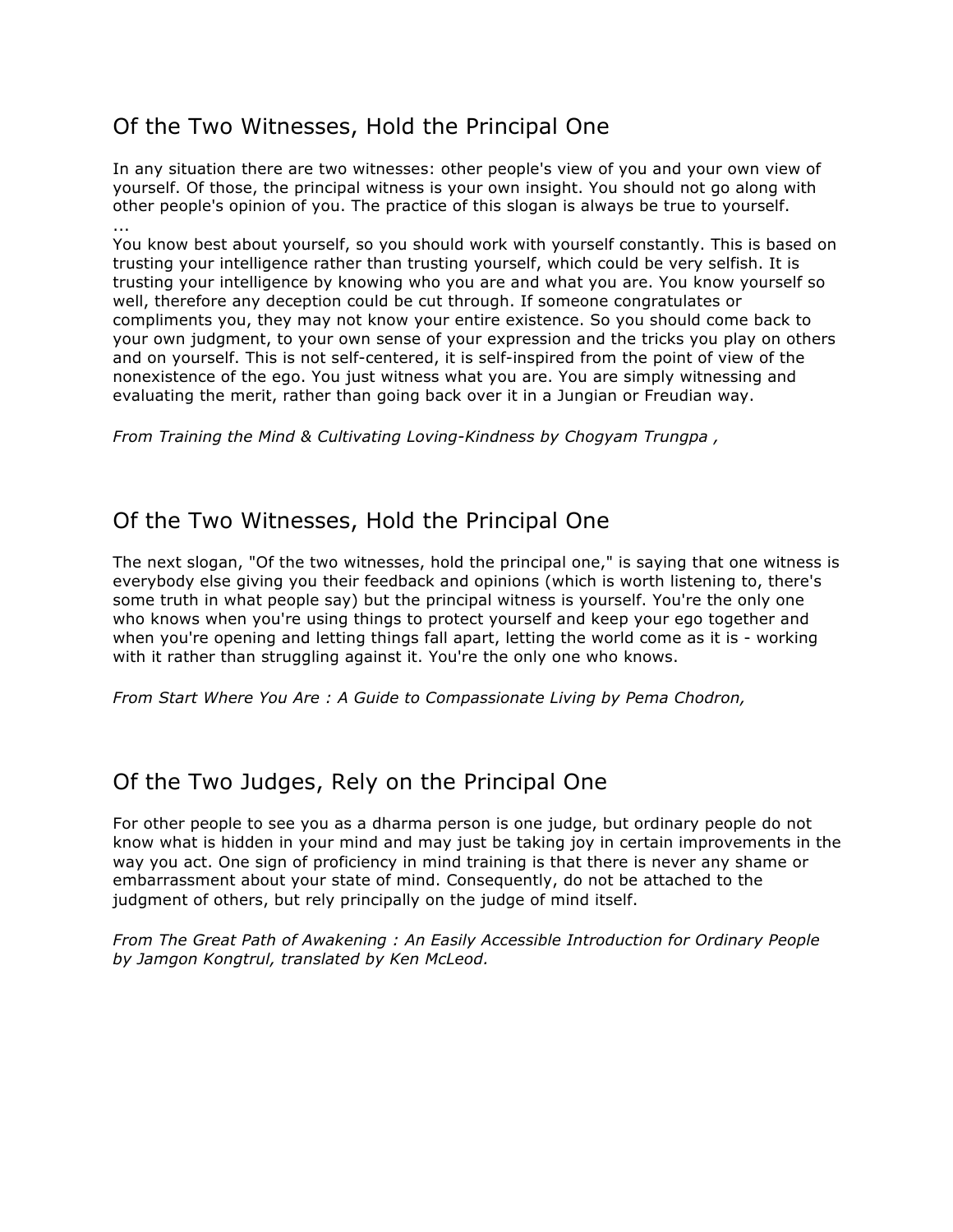## Of the Two Witnesses, Hold the Principal One

In any situation there are two witnesses: other people's view of you and your own view of yourself. Of those, the principal witness is your own insight. You should not go along with other people's opinion of you. The practice of this slogan is always be true to yourself.
...
You know best about yourself, so you should work with yourself constantly. This is based on trusting your intelligence rather than trusting yourself, which could be very selfish. It is trusting your intelligence by knowing who you are and what you are. You know yourself so well, therefore any deception could be cut through. If someone congratulates or compliments you, they may not know your entire existence. So you should come back to your own judgment, to your own sense of your expression and the tricks you play on others and on yourself. This is not self-centered, it is self-inspired from the point of view of the nonexistence of the ego. You just witness what you are. You are simply witnessing and evaluating the merit, rather than going back over it in a Jungian or Freudian way.

*From Training the Mind & Cultivating Loving-Kindness by Chogyam Trungpa ,*

## Of the Two Witnesses, Hold the Principal One

The next slogan, "Of the two witnesses, hold the principal one," is saying that one witness is everybody else giving you their feedback and opinions (which is worth listening to, there's some truth in what people say) but the principal witness is yourself. You're the only one who knows when you're using things to protect yourself and keep your ego together and when you're opening and letting things fall apart, letting the world come as it is - working with it rather than struggling against it. You're the only one who knows.

*From Start Where You Are : A Guide to Compassionate Living by Pema Chodron,*

## Of the Two Judges, Rely on the Principal One

For other people to see you as a dharma person is one judge, but ordinary people do not know what is hidden in your mind and may just be taking joy in certain improvements in the way you act. One sign of proficiency in mind training is that there is never any shame or embarrassment about your state of mind. Consequently, do not be attached to the judgment of others, but rely principally on the judge of mind itself.

*From The Great Path of Awakening : An Easily Accessible Introduction for Ordinary People by Jamgon Kongtrul, translated by Ken McLeod.*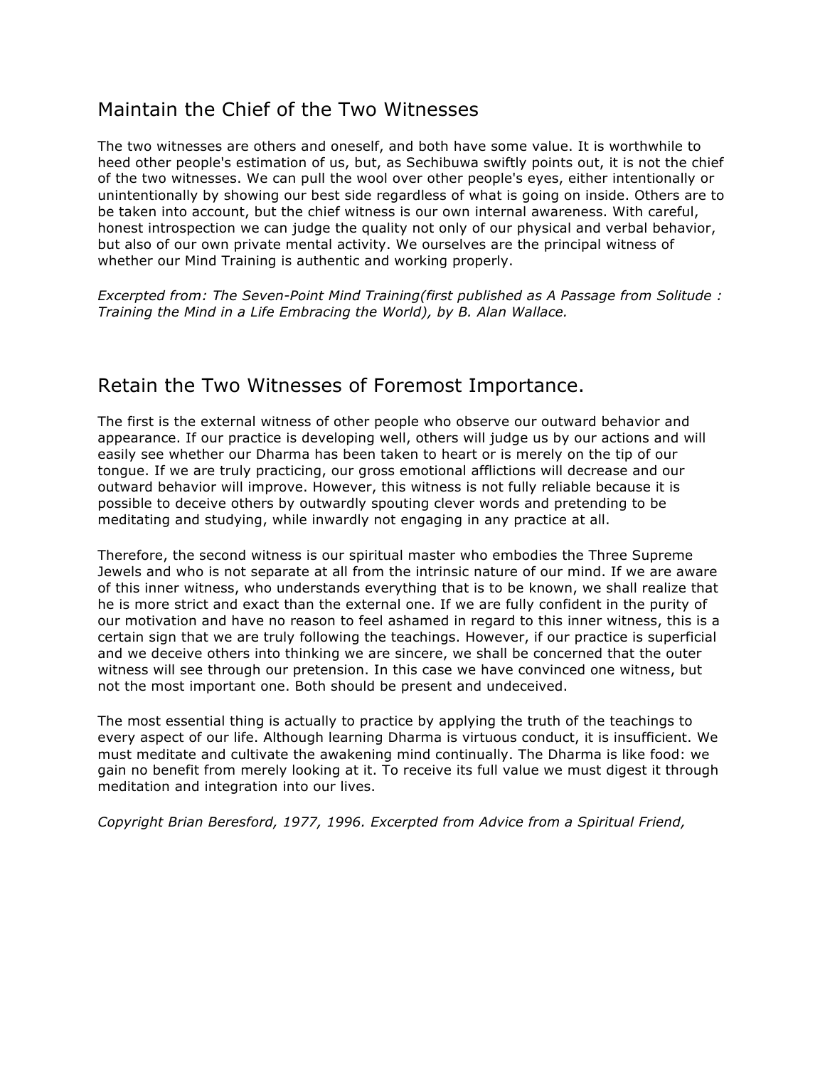## Maintain the Chief of the Two Witnesses

The two witnesses are others and oneself, and both have some value. It is worthwhile to heed other people's estimation of us, but, as Sechibuwa swiftly points out, it is not the chief of the two witnesses. We can pull the wool over other people's eyes, either intentionally or unintentionally by showing our best side regardless of what is going on inside. Others are to be taken into account, but the chief witness is our own internal awareness. With careful, honest introspection we can judge the quality not only of our physical and verbal behavior, but also of our own private mental activity. We ourselves are the principal witness of whether our Mind Training is authentic and working properly.

*Excerpted from: The Seven-Point Mind Training(first published as A Passage from Solitude : Training the Mind in a Life Embracing the World), by B. Alan Wallace.*

## Retain the Two Witnesses of Foremost Importance.

The first is the external witness of other people who observe our outward behavior and appearance. If our practice is developing well, others will judge us by our actions and will easily see whether our Dharma has been taken to heart or is merely on the tip of our tongue. If we are truly practicing, our gross emotional afflictions will decrease and our outward behavior will improve. However, this witness is not fully reliable because it is possible to deceive others by outwardly spouting clever words and pretending to be meditating and studying, while inwardly not engaging in any practice at all.

Therefore, the second witness is our spiritual master who embodies the Three Supreme Jewels and who is not separate at all from the intrinsic nature of our mind. If we are aware of this inner witness, who understands everything that is to be known, we shall realize that he is more strict and exact than the external one. If we are fully confident in the purity of our motivation and have no reason to feel ashamed in regard to this inner witness, this is a certain sign that we are truly following the teachings. However, if our practice is superficial and we deceive others into thinking we are sincere, we shall be concerned that the outer witness will see through our pretension. In this case we have convinced one witness, but not the most important one. Both should be present and undeceived.

The most essential thing is actually to practice by applying the truth of the teachings to every aspect of our life. Although learning Dharma is virtuous conduct, it is insufficient. We must meditate and cultivate the awakening mind continually. The Dharma is like food: we gain no benefit from merely looking at it. To receive its full value we must digest it through meditation and integration into our lives.

*Copyright Brian Beresford, 1977, 1996. Excerpted from Advice from a Spiritual Friend,*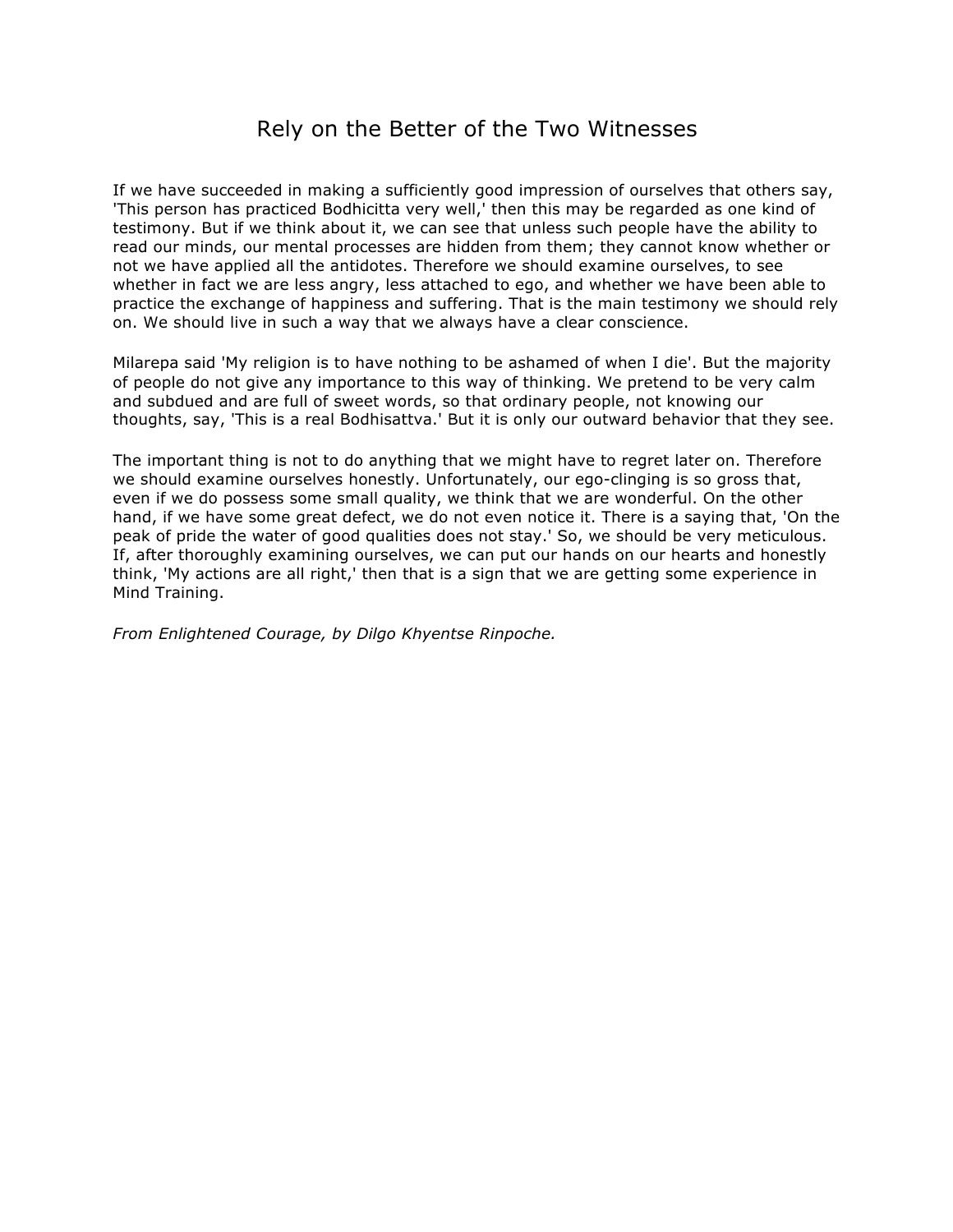# Rely on the Better of the Two Witnesses

If we have succeeded in making a sufficiently good impression of ourselves that others say, 'This person has practiced Bodhicitta very well,' then this may be regarded as one kind of testimony. But if we think about it, we can see that unless such people have the ability to read our minds, our mental processes are hidden from them; they cannot know whether or not we have applied all the antidotes. Therefore we should examine ourselves, to see whether in fact we are less angry, less attached to ego, and whether we have been able to practice the exchange of happiness and suffering. That is the main testimony we should rely on. We should live in such a way that we always have a clear conscience.

Milarepa said 'My religion is to have nothing to be ashamed of when I die'. But the majority of people do not give any importance to this way of thinking. We pretend to be very calm and subdued and are full of sweet words, so that ordinary people, not knowing our thoughts, say, 'This is a real Bodhisattva.' But it is only our outward behavior that they see.

The important thing is not to do anything that we might have to regret later on. Therefore we should examine ourselves honestly. Unfortunately, our ego-clinging is so gross that, even if we do possess some small quality, we think that we are wonderful. On the other hand, if we have some great defect, we do not even notice it. There is a saying that, 'On the peak of pride the water of good qualities does not stay.' So, we should be very meticulous. If, after thoroughly examining ourselves, we can put our hands on our hearts and honestly think, 'My actions are all right,' then that is a sign that we are getting some experience in Mind Training.

*From Enlightened Courage, by Dilgo Khyentse Rinpoche.*